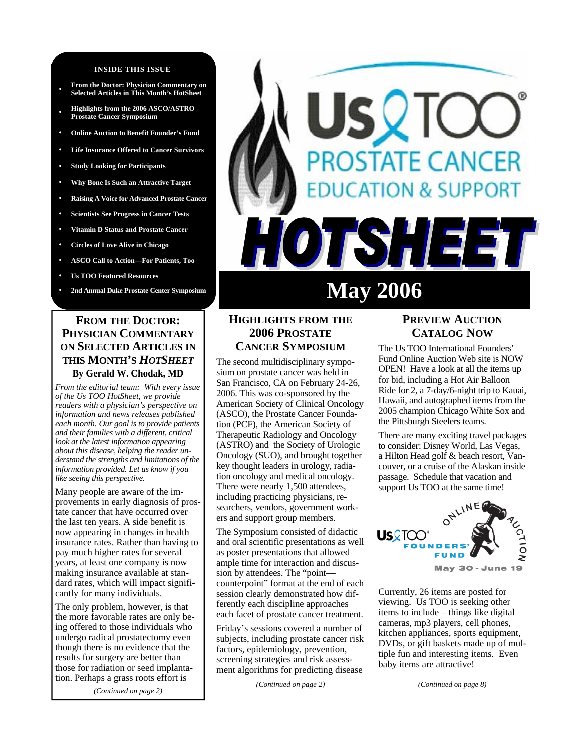# Us TOO PROSTATE CANCER EDUCATION & SUPPORT HOTSHEET

## May 2006

**INSIDE THIS ISSUE**

- From the Doctor: Physician Commentary on Selected Articles in This Month's HotSheet
- Highlights from the 2006 ASCO/ASTRO Prostate Cancer Symposium
- Online Auction to Benefit Founder's Fund
- Life Insurance Offered to Cancer Survivors
- Study Looking for Participants
- Why Bone Is Such an Attractive Target
- Raising A Voice for Advanced Prostate Cancer
- Scientists See Progress in Cancer Tests
- Vitamin D Status and Prostate Cancer
- Circles of Love Alive in Chicago
- ASCO Call to Action—For Patients, Too
- Us TOO Featured Resources
- 2nd Annual Duke Prostate Center Symposium

## FROM THE DOCTOR: PHYSICIAN COMMENTARY ON SELECTED ARTICLES IN THIS MONTH'S *HOTSHEET*

**By Gerald W. Chodak, MD**

*From the editorial team: With every issue of the Us TOO HotSheet, we provide readers with a physician's perspective on information and news releases published each month. Our goal is to provide patients and their families with a different, critical look at the latest information appearing about this disease, helping the reader understand the strengths and limitations of the information provided. Let us know if you like seeing this perspective.*

Many people are aware of the improvements in early diagnosis of prostate cancer that have occurred over the last ten years. A side benefit is now appearing in changes in health insurance rates. Rather than having to pay much higher rates for several years, at least one company is now making insurance available at standard rates, which will impact significantly for many individuals.

The only problem, however, is that the more favorable rates are only being offered to those individuals who undergo radical prostatectomy even though there is no evidence that the results for surgery are better than those for radiation or seed implantation. Perhaps a grass roots effort is

*(Continued on page 2)*

## HIGHLIGHTS FROM THE 2006 PROSTATE CANCER SYMPOSIUM

The second multidisciplinary symposium on prostate cancer was held in San Francisco, CA on February 24-26, 2006. This was co-sponsored by the American Society of Clinical Oncology (ASCO), the Prostate Cancer Foundation (PCF), the American Society of Therapeutic Radiology and Oncology (ASTRO) and the Society of Urologic Oncology (SUO), and brought together key thought leaders in urology, radiation oncology and medical oncology. There were nearly 1,500 attendees, including practicing physicians, researchers, vendors, government workers and support group members.

The Symposium consisted of didactic and oral scientific presentations as well as poster presentations that allowed ample time for interaction and discussion by attendees. The "point—counterpoint" format at the end of each session clearly demonstrated how differently each discipline approaches each facet of prostate cancer treatment.

Friday's sessions covered a number of subjects, including prostate cancer risk factors, epidemiology, prevention, screening strategies and risk assessment algorithms for predicting disease

*(Continued on page 2)*

## PREVIEW AUCTION CATALOG NOW

The Us TOO International Founders' Fund Online Auction Web site is NOW OPEN! Have a look at all the items up for bid, including a Hot Air Balloon Ride for 2, a 7-day/6-night trip to Kauai, Hawaii, and autographed items from the 2005 champion Chicago White Sox and the Pittsburgh Steelers teams.

There are many exciting travel packages to consider: Disney World, Las Vegas, a Hilton Head golf & beach resort, Vancouver, or a cruise of the Alaskan inside passage. Schedule that vacation and support Us TOO at the same time!

Us TOO FOUNDERS' FUND ONLINE AUCTION May 30 - June 19

Currently, 26 items are posted for viewing. Us TOO is seeking other items to include – things like digital cameras, mp3 players, cell phones, kitchen appliances, sports equipment, DVDs, or gift baskets made up of multiple fun and interesting items. Even baby items are attractive!

*(Continued on page 8)*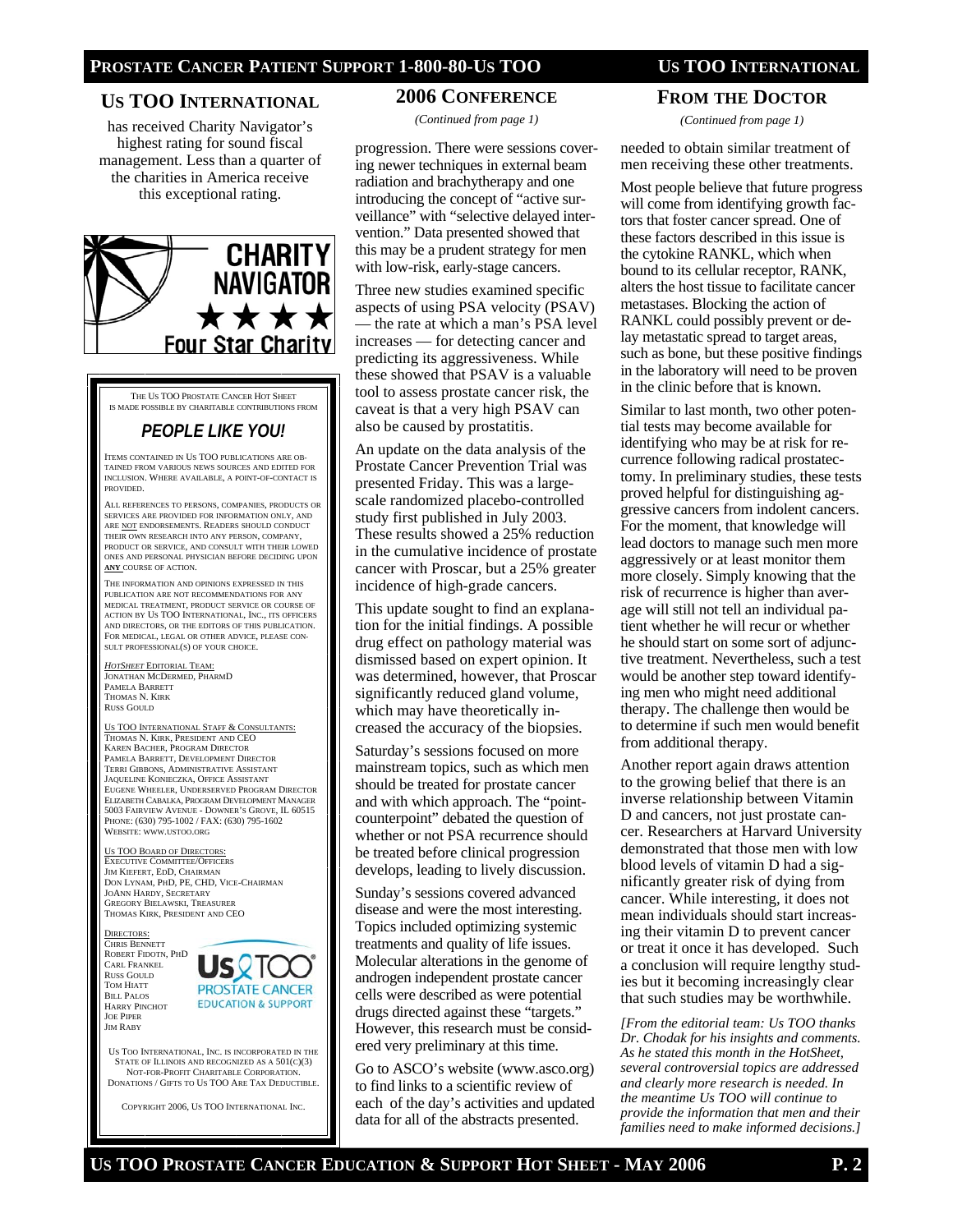## Us TOO International

has received Charity Navigator's highest rating for sound fiscal management. Less than a quarter of the charities in America receive this exceptional rating.

CHARITY NAVIGATOR ★★★★ Four Star Charity

THE US TOO PROSTATE CANCER HOT SHEET IS MADE POSSIBLE BY CHARITABLE CONTRIBUTIONS FROM

### *PEOPLE LIKE YOU!*

ITEMS CONTAINED IN US TOO PUBLICATIONS ARE OBTAINED FROM VARIOUS NEWS SOURCES AND EDITED FOR INCLUSION. WHERE AVAILABLE, A POINT-OF-CONTACT IS PROVIDED.

ALL REFERENCES TO PERSONS, COMPANIES, PRODUCTS OR SERVICES ARE PROVIDED FOR INFORMATION ONLY, AND ARE NOT ENDORSEMENTS. READERS SHOULD CONDUCT THEIR OWN RESEARCH INTO ANY PERSON, COMPANY, PRODUCT OR SERVICE, AND CONSULT WITH THEIR LOWED ONES AND PERSONAL PHYSICIAN BEFORE DECIDING UPON **ANY** COURSE OF ACTION.

THE INFORMATION AND OPINIONS EXPRESSED IN THIS PUBLICATION ARE NOT RECOMMENDATIONS FOR ANY MEDICAL TREATMENT, PRODUCT SERVICE OR COURSE OF ACTION BY US TOO INTERNATIONAL, INC., ITS OFFICERS AND DIRECTORS, OR THE EDITORS OF THIS PUBLICATION. FOR MEDICAL, LEGAL OR OTHER ADVICE, PLEASE CONSULT PROFESSIONAL(S) OF YOUR CHOICE.

*HOTSHEET* EDITORIAL TEAM:
JONATHAN MCDERMED, PHARMD
PAMELA BARRETT
THOMAS N. KIRK
RUSS GOULD

US TOO INTERNATIONAL STAFF & CONSULTANTS:
THOMAS N. KIRK, PRESIDENT AND CEO
KAREN BACHER, PROGRAM DIRECTOR
PAMELA BARRETT, DEVELOPMENT DIRECTOR
TERRI GIBBONS, ADMINISTRATIVE ASSISTANT
JAQUELINE KONIECZKA, OFFICE ASSISTANT
EUGENE WHEELER, UNDERSERVED PROGRAM DIRECTOR
ELIZABETH CABALKA, PROGRAM DEVELOPMENT MANAGER
5003 FAIRVIEW AVENUE - DOWNER'S GROVE, IL 60515
PHONE: (630) 795-1002 / FAX: (630) 795-1602
WEBSITE: WWW.USTOO.ORG

US TOO BOARD OF DIRECTORS:
EXECUTIVE COMMITTEE/OFFICERS
JIM KIEFERT, EDD, CHAIRMAN
DON LYNAM, PHD, PE, CHD, VICE-CHAIRMAN
JOANN HARDY, SECRETARY
GREGORY BIELAWSKI, TREASURER
THOMAS KIRK, PRESIDENT AND CEO

DIRECTORS:
CHRIS BENNETT
ROBERT FIDOTN, PHD
CARL FRANKEL
RUSS GOULD
TOM HIATT
BILL PALOS
HARRY PINCHOT
JOE PIPER
JIM RABY

Us TOO PROSTATE CANCER EDUCATION & SUPPORT

US TOO INTERNATIONAL, INC. IS INCORPORATED IN THE STATE OF ILLINOIS AND RECOGNIZED AS A 501(C)(3) NOT-FOR-PROFIT CHARITABLE CORPORATION. DONATIONS / GIFTS TO US TOO ARE TAX DEDUCTIBLE.

COPYRIGHT 2006, US TOO INTERNATIONAL INC.

## 2006 Conference

*(Continued from page 1)*

progression. There were sessions covering newer techniques in external beam radiation and brachytherapy and one introducing the concept of "active surveillance" with "selective delayed intervention." Data presented showed that this may be a prudent strategy for men with low-risk, early-stage cancers.

Three new studies examined specific aspects of using PSA velocity (PSAV) — the rate at which a man's PSA level increases — for detecting cancer and predicting its aggressiveness. While these showed that PSAV is a valuable tool to assess prostate cancer risk, the caveat is that a very high PSAV can also be caused by prostatitis.

An update on the data analysis of the Prostate Cancer Prevention Trial was presented Friday. This was a large-scale randomized placebo-controlled study first published in July 2003. These results showed a 25% reduction in the cumulative incidence of prostate cancer with Proscar, but a 25% greater incidence of high-grade cancers.

This update sought to find an explanation for the initial findings. A possible drug effect on pathology material was dismissed based on expert opinion. It was determined, however, that Proscar significantly reduced gland volume, which may have theoretically increased the accuracy of the biopsies.

Saturday's sessions focused on more mainstream topics, such as which men should be treated for prostate cancer and with which approach. The "point-counterpoint" debated the question of whether or not PSA recurrence should be treated before clinical progression develops, leading to lively discussion.

Sunday's sessions covered advanced disease and were the most interesting. Topics included optimizing systemic treatments and quality of life issues. Molecular alterations in the genome of androgen independent prostate cancer cells were described as were potential drugs directed against these "targets." However, this research must be considered very preliminary at this time.

Go to ASCO's website (www.asco.org) to find links to a scientific review of each of the day's activities and updated data for all of the abstracts presented.

## From the Doctor

*(Continued from page 1)*

needed to obtain similar treatment of men receiving these other treatments.

Most people believe that future progress will come from identifying growth factors that foster cancer spread. One of these factors described in this issue is the cytokine RANKL, which when bound to its cellular receptor, RANK, alters the host tissue to facilitate cancer metastases. Blocking the action of RANKL could possibly prevent or delay metastatic spread to target areas, such as bone, but these positive findings in the laboratory will need to be proven in the clinic before that is known.

Similar to last month, two other potential tests may become available for identifying who may be at risk for recurrence following radical prostatectomy. In preliminary studies, these tests proved helpful for distinguishing aggressive cancers from indolent cancers. For the moment, that knowledge will lead doctors to manage such men more aggressively or at least monitor them more closely. Simply knowing that the risk of recurrence is higher than average will still not tell an individual patient whether he will recur or whether he should start on some sort of adjunctive treatment. Nevertheless, such a test would be another step toward identifying men who might need additional therapy. The challenge then would be to determine if such men would benefit from additional therapy.

Another report again draws attention to the growing belief that there is an inverse relationship between Vitamin D and cancers, not just prostate cancer. Researchers at Harvard University demonstrated that those men with low blood levels of vitamin D had a significantly greater risk of dying from cancer. While interesting, it does not mean individuals should start increasing their vitamin D to prevent cancer or treat it once it has developed. Such a conclusion will require lengthy studies but it becoming increasingly clear that such studies may be worthwhile.

*[From the editorial team: Us TOO thanks Dr. Chodak for his insights and comments. As he stated this month in the HotSheet, several controversial topics are addressed and clearly more research is needed. In the meantime Us TOO will continue to provide the information that men and their families need to make informed decisions.]*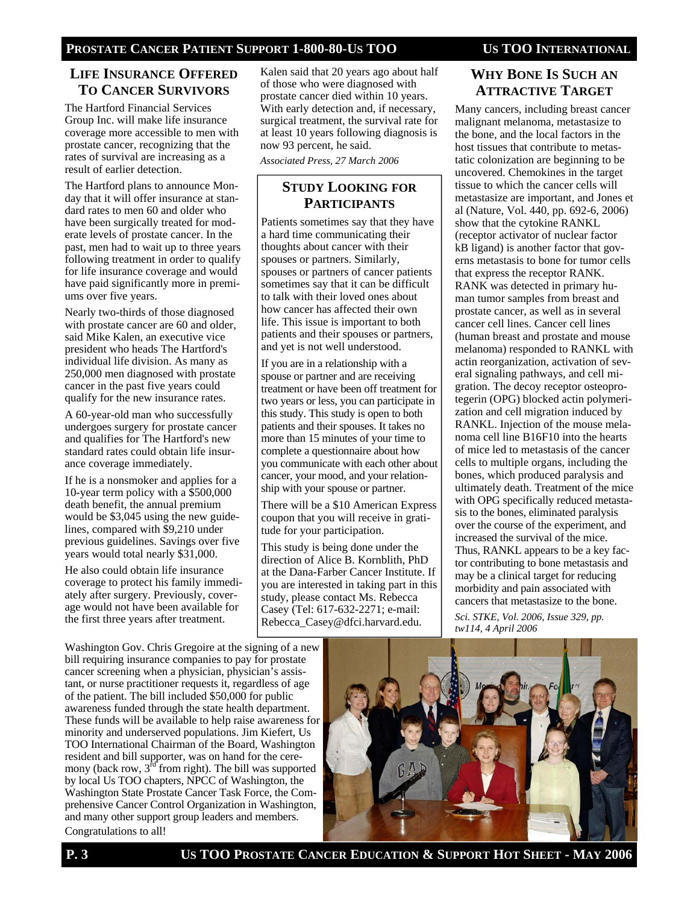## Life Insurance Offered To Cancer Survivors

The Hartford Financial Services Group Inc. will make life insurance coverage more accessible to men with prostate cancer, recognizing that the rates of survival are increasing as a result of earlier detection.

The Hartford plans to announce Monday that it will offer insurance at standard rates to men 60 and older who have been surgically treated for moderate levels of prostate cancer. In the past, men had to wait up to three years following treatment in order to qualify for life insurance coverage and would have paid significantly more in premiums over five years.

Nearly two-thirds of those diagnosed with prostate cancer are 60 and older, said Mike Kalen, an executive vice president who heads The Hartford's individual life division. As many as 250,000 men diagnosed with prostate cancer in the past five years could qualify for the new insurance rates.

A 60-year-old man who successfully undergoes surgery for prostate cancer and qualifies for The Hartford's new standard rates could obtain life insurance coverage immediately.

If he is a nonsmoker and applies for a 10-year term policy with a $500,000 death benefit, the annual premium would be $3,045 using the new guidelines, compared with $9,210 under previous guidelines. Savings over five years would total nearly $31,000.

He also could obtain life insurance coverage to protect his family immediately after surgery. Previously, coverage would not have been available for the first three years after treatment.

Kalen said that 20 years ago about half of those who were diagnosed with prostate cancer died within 10 years. With early detection and, if necessary, surgical treatment, the survival rate for at least 10 years following diagnosis is now 93 percent, he said.

*Associated Press, 27 March 2006*

## Study Looking for Participants

Patients sometimes say that they have a hard time communicating their thoughts about cancer with their spouses or partners. Similarly, spouses or partners of cancer patients sometimes say that it can be difficult to talk with their loved ones about how cancer has affected their own life. This issue is important to both patients and their spouses or partners, and yet is not well understood.

If you are in a relationship with a spouse or partner and are receiving treatment or have been off treatment for two years or less, you can participate in this study. This study is open to both patients and their spouses. It takes no more than 15 minutes of your time to complete a questionnaire about how you communicate with each other about cancer, your mood, and your relationship with your spouse or partner.

There will be a $10 American Express coupon that you will receive in gratitude for your participation.

This study is being done under the direction of Alice B. Kornblith, PhD at the Dana-Farber Cancer Institute. If you are interested in taking part in this study, please contact Ms. Rebecca Casey (Tel: 617-632-2271; e-mail: Rebecca_Casey@dfci.harvard.edu.

## Why Bone Is Such an Attractive Target

Many cancers, including breast cancer malignant melanoma, metastasize to the bone, and the local factors in the host tissues that contribute to metastatic colonization are beginning to be uncovered. Chemokines in the target tissue to which the cancer cells will metastasize are important, and Jones et al (Nature, Vol. 440, pp. 692-6, 2006) show that the cytokine RANKL (receptor activator of nuclear factor kB ligand) is another factor that governs metastasis to bone for tumor cells that express the receptor RANK. RANK was detected in primary human tumor samples from breast and prostate cancer, as well as in several cancer cell lines. Cancer cell lines (human breast and prostate and mouse melanoma) responded to RANKL with actin reorganization, activation of several signaling pathways, and cell migration. The decoy receptor osteoprotegerin (OPG) blocked actin polymerization and cell migration induced by RANKL. Injection of the mouse melanoma cell line B16F10 into the hearts of mice led to metastasis of the cancer cells to multiple organs, including the bones, which produced paralysis and ultimately death. Treatment of the mice with OPG specifically reduced metastasis to the bones, eliminated paralysis over the course of the experiment, and increased the survival of the mice. Thus, RANKL appears to be a key factor contributing to bone metastasis and may be a clinical target for reducing morbidity and pain associated with cancers that metastasize to the bone.

*Sci. STKE, Vol. 2006, Issue 329, pp. tw114, 4 April 2006*

Washington Gov. Chris Gregoire at the signing of a new bill requiring insurance companies to pay for prostate cancer screening when a physician, physician's assistant, or nurse practitioner requests it, regardless of age of the patient. The bill included $50,000 for public awareness funded through the state health department. These funds will be available to help raise awareness for minority and underserved populations. Jim Kiefert, Us TOO International Chairman of the Board, Washington resident and bill supporter, was on hand for the ceremony (back row, 3rd from right). The bill was supported by local Us TOO chapters, NPCC of Washington, the Washington State Prostate Cancer Task Force, the Comprehensive Cancer Control Organization in Washington, and many other support group leaders and members. Congratulations to all!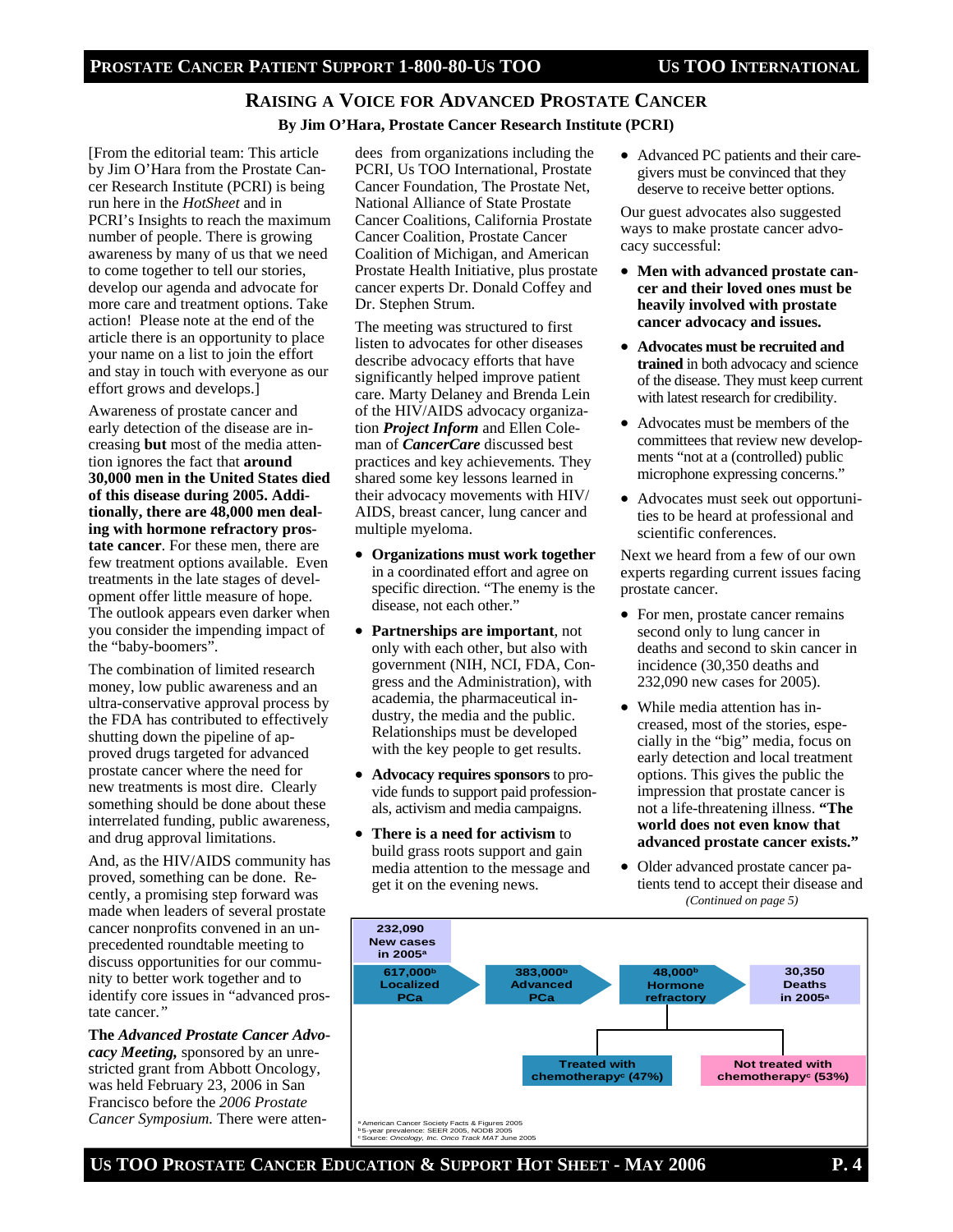## Raising a Voice for Advanced Prostate Cancer

**By Jim O'Hara, Prostate Cancer Research Institute (PCRI)**

[From the editorial team: This article by Jim O'Hara from the Prostate Cancer Research Institute (PCRI) is being run here in the *HotSheet* and in PCRI's Insights to reach the maximum number of people. There is growing awareness by many of us that we need to come together to tell our stories, develop our agenda and advocate for more care and treatment options. Take action! Please note at the end of the article there is an opportunity to place your name on a list to join the effort and stay in touch with everyone as our effort grows and develops.]

Awareness of prostate cancer and early detection of the disease are increasing **but** most of the media attention ignores the fact that **around 30,000 men in the United States died of this disease during 2005. Additionally, there are 48,000 men dealing with hormone refractory prostate cancer**. For these men, there are few treatment options available. Even treatments in the late stages of development offer little measure of hope. The outlook appears even darker when you consider the impending impact of the "baby-boomers".

The combination of limited research money, low public awareness and an ultra-conservative approval process by the FDA has contributed to effectively shutting down the pipeline of approved drugs targeted for advanced prostate cancer where the need for new treatments is most dire. Clearly something should be done about these interrelated funding, public awareness, and drug approval limitations.

And, as the HIV/AIDS community has proved, something can be done. Recently, a promising step forward was made when leaders of several prostate cancer nonprofits convened in an unprecedented roundtable meeting to discuss opportunities for our community to better work together and to identify core issues in "advanced prostate cancer."

**The** ***Advanced Prostate Cancer Advocacy Meeting,*** sponsored by an unrestricted grant from Abbott Oncology, was held February 23, 2006 in San Francisco before the *2006 Prostate Cancer Symposium.* There were attendees from organizations including the PCRI, Us TOO International, Prostate Cancer Foundation, The Prostate Net, National Alliance of State Prostate Cancer Coalitions, California Prostate Cancer Coalition, Prostate Cancer Coalition of Michigan, and American Prostate Health Initiative, plus prostate cancer experts Dr. Donald Coffey and Dr. Stephen Strum.

The meeting was structured to first listen to advocates for other diseases describe advocacy efforts that have significantly helped improve patient care. Marty Delaney and Brenda Lein of the HIV/AIDS advocacy organization ***Project Inform*** and Ellen Coleman of ***CancerCare*** discussed best practices and key achievements. They shared some key lessons learned in their advocacy movements with HIV/AIDS, breast cancer, lung cancer and multiple myeloma.

- **Organizations must work together** in a coordinated effort and agree on specific direction. "The enemy is the disease, not each other."
- **Partnerships are important**, not only with each other, but also with government (NIH, NCI, FDA, Congress and the Administration), with academia, the pharmaceutical industry, the media and the public. Relationships must be developed with the key people to get results.
- **Advocacy requires sponsors** to provide funds to support paid professionals, activism and media campaigns.
- **There is a need for activism** to build grass roots support and gain media attention to the message and get it on the evening news.
- Advanced PC patients and their caregivers must be convinced that they deserve to receive better options.

Our guest advocates also suggested ways to make prostate cancer advocacy successful:

- **Men with advanced prostate cancer and their loved ones must be heavily involved with prostate cancer advocacy and issues.**
- **Advocates must be recruited and trained** in both advocacy and science of the disease. They must keep current with latest research for credibility.
- Advocates must be members of the committees that review new developments "not at a (controlled) public microphone expressing concerns."
- Advocates must seek out opportunities to be heard at professional and scientific conferences.

Next we heard from a few of our own experts regarding current issues facing prostate cancer.

- For men, prostate cancer remains second only to lung cancer in deaths and second to skin cancer in incidence (30,350 deaths and 232,090 new cases for 2005).
- While media attention has increased, most of the stories, especially in the "big" media, focus on early detection and local treatment options. This gives the public the impression that prostate cancer is not a life-threatening illness. **"The world does not even know that advanced prostate cancer exists."**
- Older advanced prostate cancer patients tend to accept their disease and

*(Continued on page 5)*

232,090 New cases in 2005[a]

617,000[b] Localized PCa → 383,000[b] Advanced PCa → 48,000[b] Hormone refractory → 30,350 Deaths in 2005[a]

Hormone refractory: Treated with chemotherapy[c] (47%) | Not treated with chemotherapy[c] (53%)

[a] American Cancer Society Facts & Figures 2005
[b] 5-year prevalence: SEER 2005, NODB 2005
[c] Source: *Oncology, Inc. Onco Track MAT* June 2005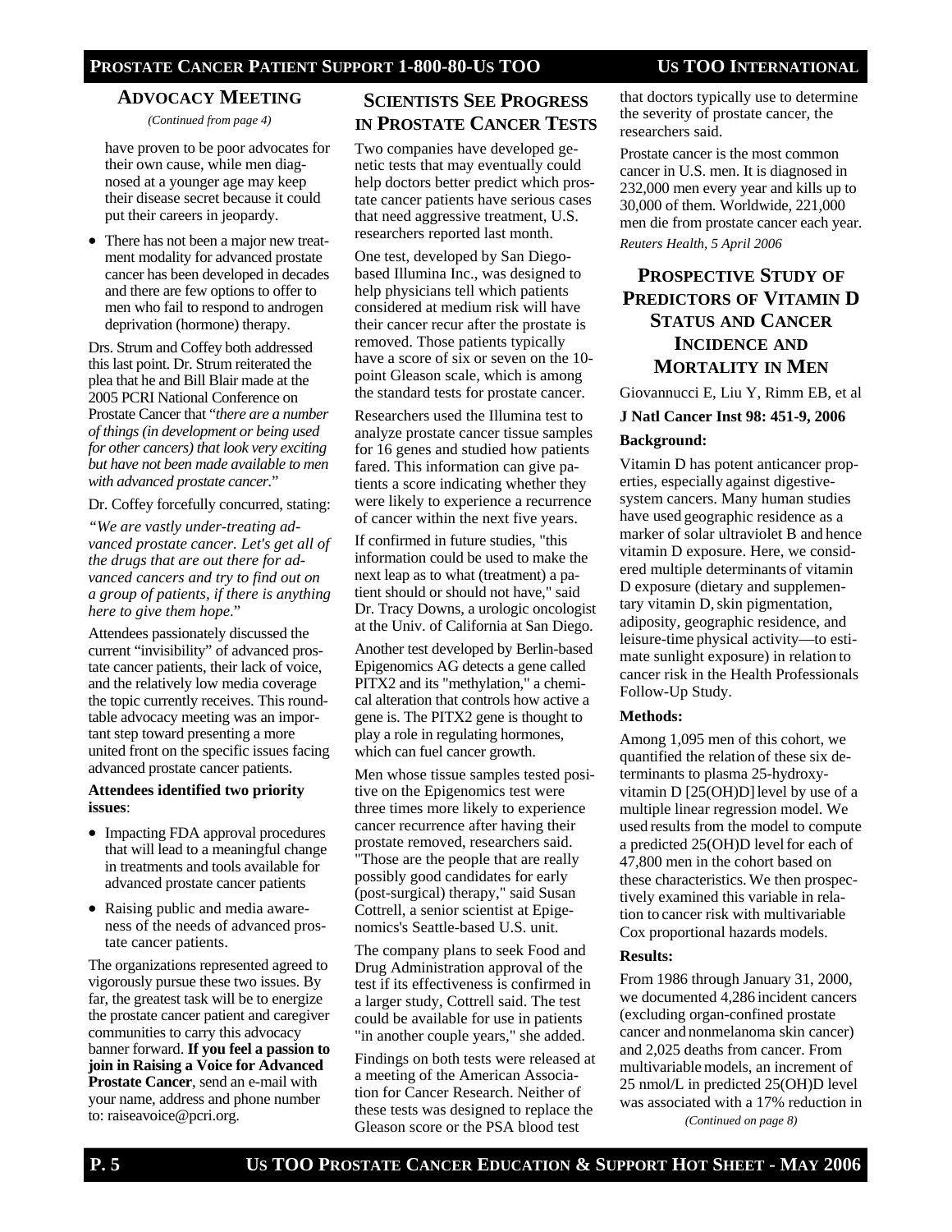## ADVOCACY MEETING

*(Continued from page 4)*

have proven to be poor advocates for their own cause, while men diagnosed at a younger age may keep their disease secret because it could put their careers in jeopardy.

- There has not been a major new treatment modality for advanced prostate cancer has been developed in decades and there are few options to offer to men who fail to respond to androgen deprivation (hormone) therapy.

Drs. Strum and Coffey both addressed this last point. Dr. Strum reiterated the plea that he and Bill Blair made at the 2005 PCRI National Conference on Prostate Cancer that "*there are a number of things (in development or being used for other cancers) that look very exciting but have not been made available to men with advanced prostate cancer*."

Dr. Coffey forcefully concurred, stating:

*"We are vastly under-treating advanced prostate cancer. Let's get all of the drugs that are out there for advanced cancers and try to find out on a group of patients, if there is anything here to give them hope."*

Attendees passionately discussed the current "invisibility" of advanced prostate cancer patients, their lack of voice, and the relatively low media coverage the topic currently receives. This roundtable advocacy meeting was an important step toward presenting a more united front on the specific issues facing advanced prostate cancer patients.

**Attendees identified two priority issues**:

- Impacting FDA approval procedures that will lead to a meaningful change in treatments and tools available for advanced prostate cancer patients
- Raising public and media awareness of the needs of advanced prostate cancer patients.

The organizations represented agreed to vigorously pursue these two issues. By far, the greatest task will be to energize the prostate cancer patient and caregiver communities to carry this advocacy banner forward. **If you feel a passion to join in Raising a Voice for Advanced Prostate Cancer**, send an e-mail with your name, address and phone number to: raiseavoice@pcri.org.

## SCIENTISTS SEE PROGRESS IN PROSTATE CANCER TESTS

Two companies have developed genetic tests that may eventually could help doctors better predict which prostate cancer patients have serious cases that need aggressive treatment, U.S. researchers reported last month.

One test, developed by San Diego-based Illumina Inc., was designed to help physicians tell which patients considered at medium risk will have their cancer recur after the prostate is removed. Those patients typically have a score of six or seven on the 10-point Gleason scale, which is among the standard tests for prostate cancer.

Researchers used the Illumina test to analyze prostate cancer tissue samples for 16 genes and studied how patients fared. This information can give patients a score indicating whether they were likely to experience a recurrence of cancer within the next five years.

If confirmed in future studies, "this information could be used to make the next leap as to what (treatment) a patient should or should not have," said Dr. Tracy Downs, a urologic oncologist at the Univ. of California at San Diego.

Another test developed by Berlin-based Epigenomics AG detects a gene called PITX2 and its "methylation," a chemical alteration that controls how active a gene is. The PITX2 gene is thought to play a role in regulating hormones, which can fuel cancer growth.

Men whose tissue samples tested positive on the Epigenomics test were three times more likely to experience cancer recurrence after having their prostate removed, researchers said. "Those are the people that are really possibly good candidates for early (post-surgical) therapy," said Susan Cottrell, a senior scientist at Epigenomics's Seattle-based U.S. unit.

The company plans to seek Food and Drug Administration approval of the test if its effectiveness is confirmed in a larger study, Cottrell said. The test could be available for use in patients "in another couple years," she added.

Findings on both tests were released at a meeting of the American Association for Cancer Research. Neither of these tests was designed to replace the Gleason score or the PSA blood test that doctors typically use to determine the severity of prostate cancer, the researchers said.

Prostate cancer is the most common cancer in U.S. men. It is diagnosed in 232,000 men every year and kills up to 30,000 of them. Worldwide, 221,000 men die from prostate cancer each year.

*Reuters Health, 5 April 2006*

## PROSPECTIVE STUDY OF PREDICTORS OF VITAMIN D STATUS AND CANCER INCIDENCE AND MORTALITY IN MEN

Giovannucci E, Liu Y, Rimm EB, et al

**J Natl Cancer Inst 98: 451-9, 2006**

**Background:**

Vitamin D has potent anticancer properties, especially against digestive-system cancers. Many human studies have used geographic residence as a marker of solar ultraviolet B and hence vitamin D exposure. Here, we considered multiple determinants of vitamin D exposure (dietary and supplementary vitamin D, skin pigmentation, adiposity, geographic residence, and leisure-time physical activity—to estimate sunlight exposure) in relation to cancer risk in the Health Professionals Follow-Up Study.

**Methods:**

Among 1,095 men of this cohort, we quantified the relation of these six determinants to plasma 25-hydroxyvitamin D [25(OH)D] level by use of a multiple linear regression model. We used results from the model to compute a predicted 25(OH)D level for each of 47,800 men in the cohort based on these characteristics. We then prospectively examined this variable in relation to cancer risk with multivariable Cox proportional hazards models.

**Results:**

From 1986 through January 31, 2000, we documented 4,286 incident cancers (excluding organ-confined prostate cancer and nonmelanoma skin cancer) and 2,025 deaths from cancer. From multivariable models, an increment of 25 nmol/L in predicted 25(OH)D level was associated with a 17% reduction in

*(Continued on page 8)*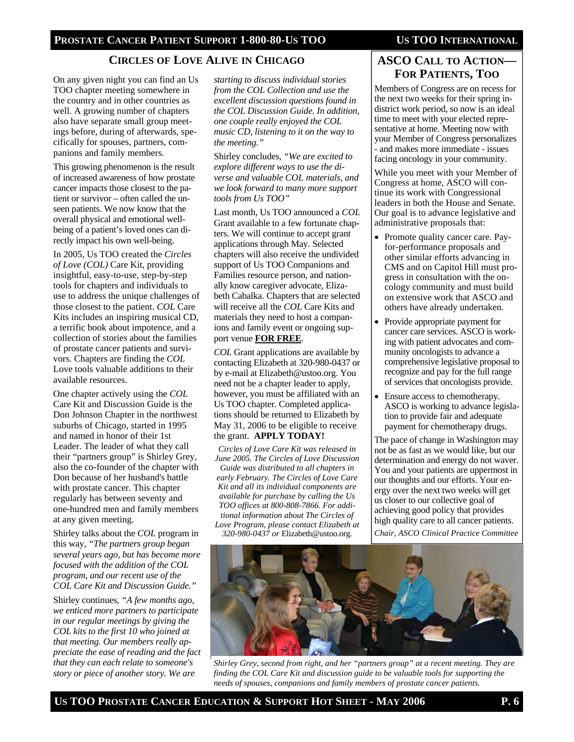## CIRCLES OF LOVE ALIVE IN CHICAGO

On any given night you can find an Us TOO chapter meeting somewhere in the country and in other countries as well. A growing number of chapters also have separate small group meetings before, during of afterwards, specifically for spouses, partners, companions and family members.

This growing phenomenon is the result of increased awareness of how prostate cancer impacts those closest to the patient or survivor – often called the unseen patients. We now know that the overall physical and emotional well-being of a patient's loved ones can directly impact his own well-being.

In 2005, Us TOO created the *Circles of Love (COL)* Care Kit, providing insightful, easy-to-use, step-by-step tools for chapters and individuals to use to address the unique challenges of those closest to the patient. *COL* Care Kits includes an inspiring musical CD, a terrific book about impotence, and a collection of stories about the families of prostate cancer patients and survivors. Chapters are finding the *COL* Love tools valuable additions to their available resources.

One chapter actively using the *COL* Care Kit and Discussion Guide is the Don Johnson Chapter in the northwest suburbs of Chicago, started in 1995 and named in honor of their 1st Leader. The leader of what they call their "partners group" is Shirley Grey, also the co-founder of the chapter with Don because of her husband's battle with prostate cancer. This chapter regularly has between seventy and one-hundred men and family members at any given meeting.

Shirley talks about the *COL* program in this way, *"The partners group began several years ago, but has become more focused with the addition of the COL program, and our recent use of the COL Care Kit and Discussion Guide."*

Shirley continues, *"A few months ago, we enticed more partners to participate in our regular meetings by giving the COL kits to the first 10 who joined at that meeting. Our members really appreciate the ease of reading and the fact that they can each relate to someone's story or piece of another story. We are starting to discuss individual stories from the COL Collection and use the excellent discussion questions found in the COL Discussion Guide. In addition, one couple really enjoyed the COL music CD, listening to it on the way to the meeting."*

Shirley concludes, *"We are excited to explore different ways to use the diverse and valuable COL materials, and we look forward to many more support tools from Us TOO"*

Last month, Us TOO announced a *COL* Grant available to a few fortunate chapters. We will continue to accept grant applications through May. Selected chapters will also receive the undivided support of Us TOO Companions and Families resource person, and nationally know caregiver advocate, Elizabeth Cabalka. Chapters that are selected will receive all the *COL* Care Kits and materials they need to host a companions and family event or ongoing support venue **FOR FREE**.

*COL* Grant applications are available by contacting Elizabeth at 320-980-0437 or by e-mail at Elizabeth@ustoo.org. You need not be a chapter leader to apply, however, you must be affiliated with an Us TOO chapter. Completed applications should be returned to Elizabeth by May 31, 2006 to be eligible to receive the grant. **APPLY TODAY!**

*Circles of Love Care Kit was released in June 2005. The Circles of Love Discussion Guide was distributed to all chapters in early February. The Circles of Love Care Kit and all its individual components are available for purchase by calling the Us TOO offices at 800-808-7866. For additional information about The Circles of Love Program, please contact Elizabeth at 320-980-0437 or* Elizabeth@ustoo.org.

*Shirley Grey, second from right, and her "partners group" at a recent meeting. They are finding the COL Care Kit and discussion guide to be valuable tools for supporting the needs of spouses, companions and family members of prostate cancer patients.*

## ASCO CALL TO ACTION—FOR PATIENTS, TOO

Members of Congress are on recess for the next two weeks for their spring in-district work period, so now is an ideal time to meet with your elected representative at home. Meeting now with your Member of Congress personalizes - and makes more immediate - issues facing oncology in your community.

While you meet with your Member of Congress at home, ASCO will continue its work with Congressional leaders in both the House and Senate. Our goal is to advance legislative and administrative proposals that:

- Promote quality cancer care. Pay-for-performance proposals and other similar efforts advancing in CMS and on Capitol Hill must progress in consultation with the oncology community and must build on extensive work that ASCO and others have already undertaken.
- Provide appropriate payment for cancer care services. ASCO is working with patient advocates and community oncologists to advance a comprehensive legislative proposal to recognize and pay for the full range of services that oncologists provide.
- Ensure access to chemotherapy. ASCO is working to advance legislation to provide fair and adequate payment for chemotherapy drugs.

The pace of change in Washington may not be as fast as we would like, but our determination and energy do not waver. You and your patients are uppermost in our thoughts and our efforts. Your energy over the next two weeks will get us closer to our collective goal of achieving good policy that provides high quality care to all cancer patients.

*Chair, ASCO Clinical Practice Committee*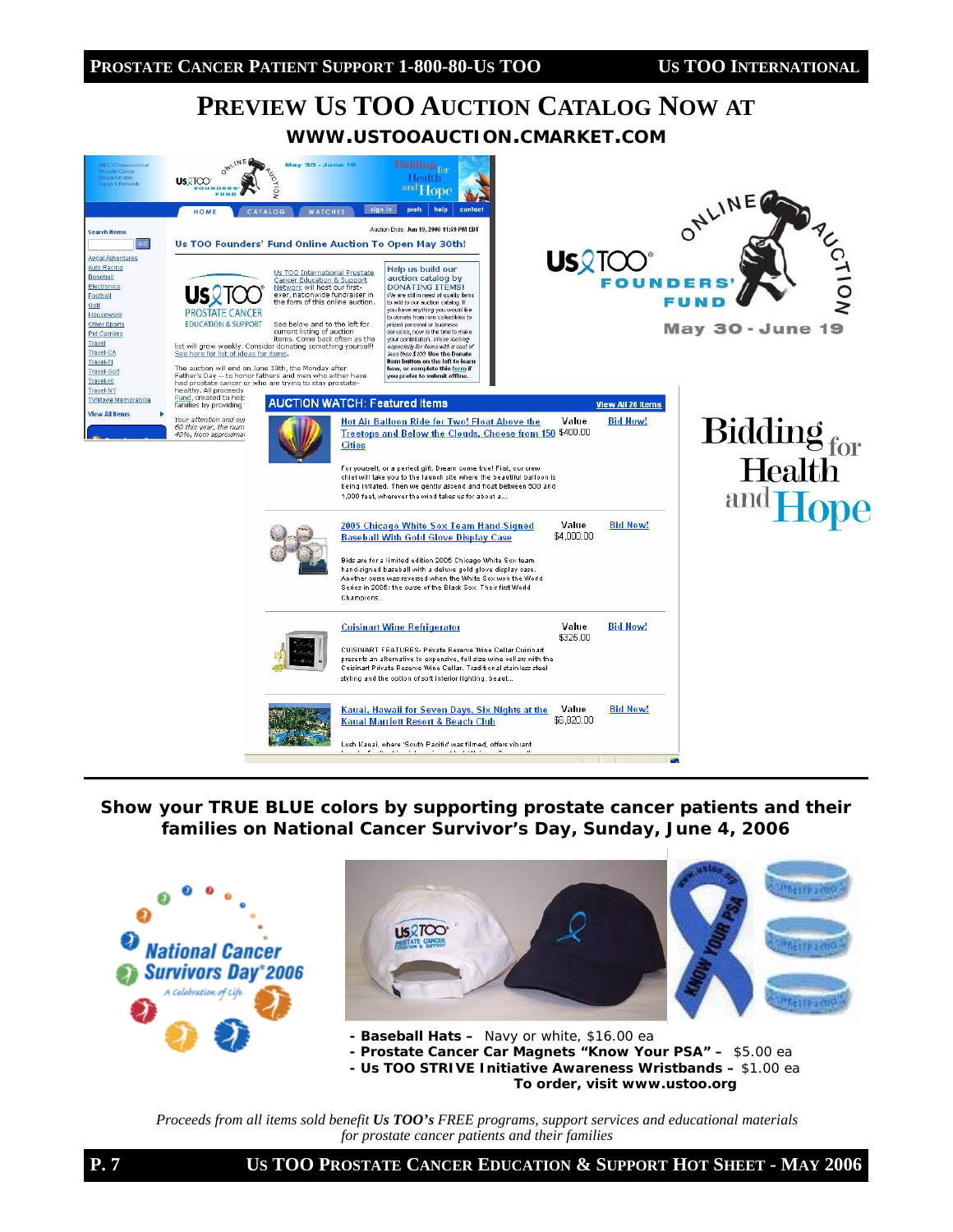# Preview Us TOO Auction Catalog Now at

**WWW.USTOOAUCTION.CMARKET.COM**

**Us TOO Founders' Fund Online Auction To Open May 30th!**

Us TOO International Prostate Cancer Education & Support Network will host our first-ever, nationwide fundraiser in the form of this online auction.

See below and to the left for current listing of auction items. Come back often as the list will grow weekly. Consider donating something yourself! See here for list of ideas for items.

The auction will end on June 19th, the Monday after Father's Day -- to honor fathers and men who either have had prostate cancer or who are trying to stay prostate-healthy. All proceeds ... Fund, created to help ... families by providing ...

**Help us build our auction catalog by DONATING ITEMS!** We are still in need of quality items to add to our auction catalog. If you have anything you would like to donate from rare collectibles to prized personal or business services, now is the time to make your contribution. We're looking especially for items with a cost of less than $100. Use the Donate Item button on the left to learn how, or complete this form if you prefer to submit offline.

Auction Ends: Jun 19, 2006 11:59 PM EDT

Online Auction — Us TOO Founders' Fund — May 30 - June 19

Bidding for Health and Hope

**AUCTION WATCH: Featured Items** — View All 26 Items

| Item | Value | |
|---|---|---|
| Hot Air Balloon Ride for Two! Float Above the Treetops and Below the Clouds, Choose from 150 Cities — For yourself, or a perfect gift. Dream come true! First, our crew chief will take you to the launch site where the beautiful balloon is being inflated. Then we gently ascend and float between 500 and 1,000 feet, wherever the wind takes us for about a... | $400.00 | Bid Now! |
| 2005 Chicago White Sox Team Hand-Signed Baseball With Gold Glove Display Case — Bids are for a limited edition 2005 Chicago White Sox team hand-signed baseball with a deluxe gold glove display case. Another curse was reversed when the White Sox won the World Series in 2005: the curse of the Black Sox. Their first World Championship... | $4,000.00 | Bid Now! |
| Cuisinart Wine Refrigerator — CUISINART FEATURES- Private Reserve Wine Cellar Cuisinart presents an alternative to expensive, full size wine cellars with the Cuisinart Private Reserve Wine Cellar. Traditional stainless steel styling and the option of soft interior lighting, beaut... | $325.00 | Bid Now! |
| Kauai, Hawaii for Seven Days, Six Nights at the Kauai Marriott Resort & Beach Club — Lush Kauai, where 'South Pacific' was filmed, offers vibrant... | $5,820.00 | Bid Now! |

---

**Show your TRUE BLUE colors by supporting prostate cancer patients and their families on National Cancer Survivor's Day, Sunday, June 4, 2006**

National Cancer Survivors Day® 2006 — A Celebration of Life

- **Baseball Hats –** Navy or white, $16.00 ea
- **Prostate Cancer Car Magnets "Know Your PSA" –** $5.00 ea
- **Us TOO STRIVE Initiative Awareness Wristbands –** $1.00 ea

**To order, visit www.ustoo.org**

*Proceeds from all items sold benefit **Us TOO's** FREE programs, support services and educational materials for prostate cancer patients and their families*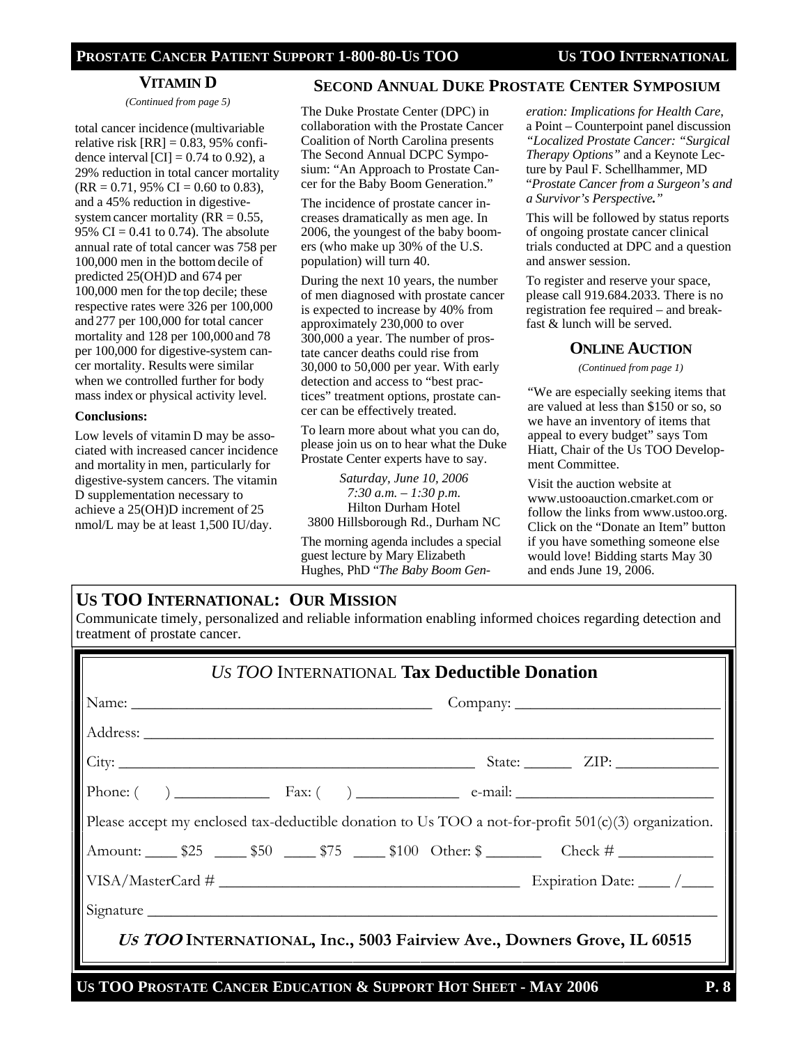## VITAMIN D

*(Continued from page 5)*

total cancer incidence (multivariable relative risk [RR] = 0.83, 95% confidence interval [CI] = 0.74 to 0.92), a 29% reduction in total cancer mortality (RR = 0.71, 95% CI = 0.60 to 0.83), and a 45% reduction in digestive-system cancer mortality (RR = 0.55, 95% CI = 0.41 to 0.74). The absolute annual rate of total cancer was 758 per 100,000 men in the bottom decile of predicted 25(OH)D and 674 per 100,000 men for the top decile; these respective rates were 326 per 100,000 and 277 per 100,000 for total cancer mortality and 128 per 100,000 and 78 per 100,000 for digestive-system cancer mortality. Results were similar when we controlled further for body mass index or physical activity level.

**Conclusions:**

Low levels of vitamin D may be associated with increased cancer incidence and mortality in men, particularly for digestive-system cancers. The vitamin D supplementation necessary to achieve a 25(OH)D increment of 25 nmol/L may be at least 1,500 IU/day.

## SECOND ANNUAL DUKE PROSTATE CENTER SYMPOSIUM

The Duke Prostate Center (DPC) in collaboration with the Prostate Cancer Coalition of North Carolina presents The Second Annual DCPC Symposium: "An Approach to Prostate Cancer for the Baby Boom Generation."

The incidence of prostate cancer increases dramatically as men age. In 2006, the youngest of the baby boomers (who make up 30% of the U.S. population) will turn 40.

During the next 10 years, the number of men diagnosed with prostate cancer is expected to increase by 40% from approximately 230,000 to over 300,000 a year. The number of prostate cancer deaths could rise from 30,000 to 50,000 per year. With early detection and access to "best practices" treatment options, prostate cancer can be effectively treated.

To learn more about what you can do, please join us on to hear what the Duke Prostate Center experts have to say.

*Saturday, June 10, 2006*
*7:30 a.m. – 1:30 p.m.*
Hilton Durham Hotel
3800 Hillsborough Rd., Durham NC

The morning agenda includes a special guest lecture by Mary Elizabeth Hughes, PhD "*The Baby Boom Generation: Implications for Health Care*, a Point – Counterpoint panel discussion *"Localized Prostate Cancer: "Surgical Therapy Options"* and a Keynote Lecture by Paul F. Schellhammer, MD "*Prostate Cancer from a Surgeon's and a Survivor's Perspective."*

This will be followed by status reports of ongoing prostate cancer clinical trials conducted at DPC and a question and answer session.

To register and reserve your space, please call 919.684.2033. There is no registration fee required – and breakfast & lunch will be served.

## ONLINE AUCTION

*(Continued from page 1)*

"We are especially seeking items that are valued at less than $150 or so, so we have an inventory of items that appeal to every budget" says Tom Hiatt, Chair of the Us TOO Development Committee.

Visit the auction website at www.ustooauction.cmarket.com or follow the links from www.ustoo.org. Click on the "Donate an Item" button if you have something someone else would love! Bidding starts May 30 and ends June 19, 2006.

## US TOO INTERNATIONAL: OUR MISSION

Communicate timely, personalized and reliable information enabling informed choices regarding detection and treatment of prostate cancer.

### *US TOO* INTERNATIONAL **Tax Deductible Donation**

Name: ______________________ Company: ______________________

Address: ______________________________________________

City: ______________________ State: ______ ZIP: ____________

Phone: ( ) ____________ Fax: ( ) ____________ e-mail: ______________________

Please accept my enclosed tax-deductible donation to Us TOO a not-for-profit 501(c)(3) organization.

Amount: ____ $25 ____ $50 ____ $75 ____ $100 Other: $ _______ Check # ____________

VISA/MasterCard # ______________________ Expiration Date: ____ /____

Signature ______________________________________________

***US TOO* INTERNATIONAL, Inc., 5003 Fairview Ave., Downers Grove, IL 60515**